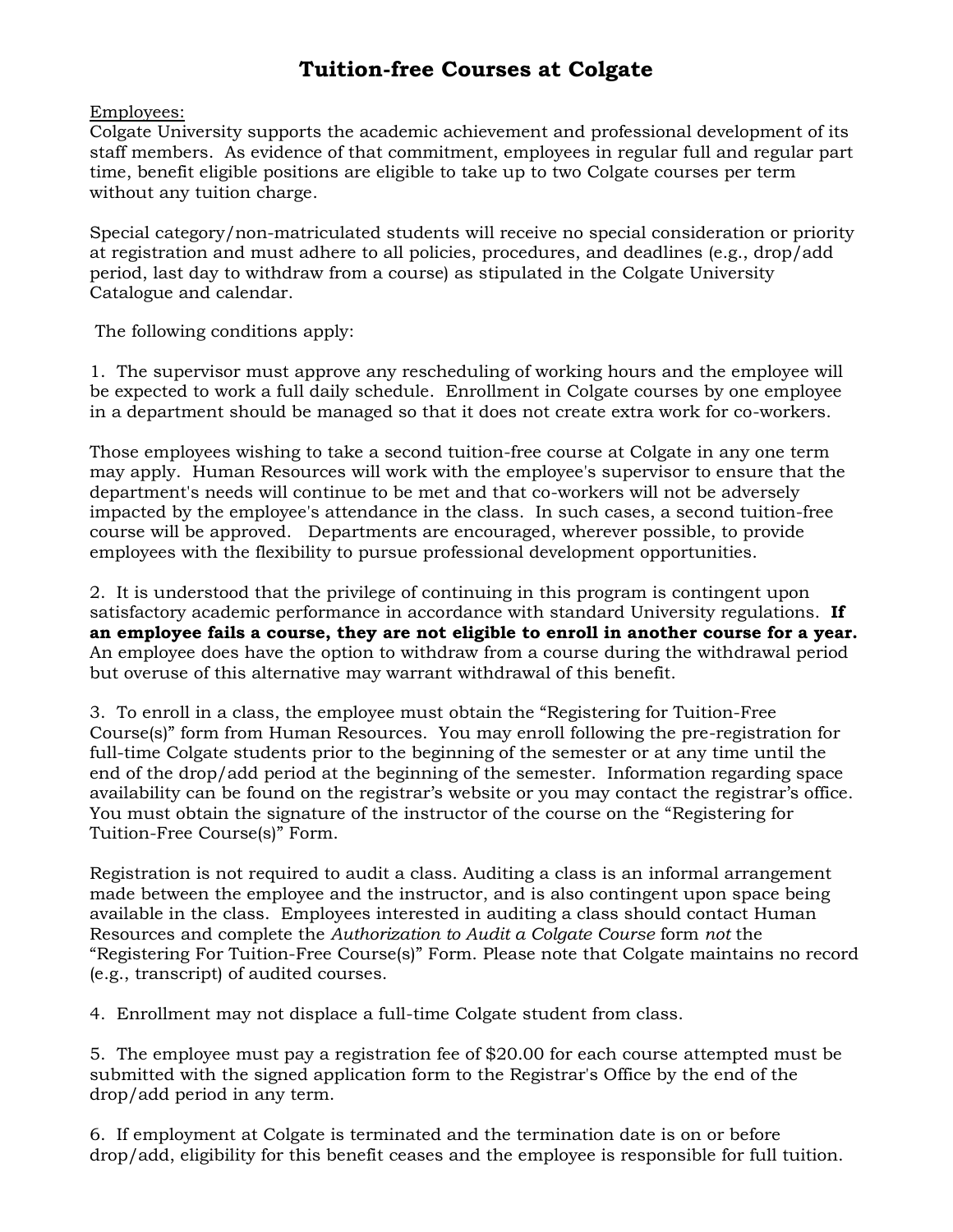# Tuition-free Courses at Colgate

Employees:

Colgate University supports the academic achievement and professional development of its staff members. As evidence of that commitment, employees in regular full and regular part time, benefit eligible positions are eligible to take up to two Colgate courses per term without any tuition charge.

Special category/non-matriculated students will receive no special consideration or priority at registration and must adhere to all policies, procedures, and deadlines (e.g., drop/add period, last day to withdraw from a course) as stipulated in the Colgate University Catalogue and calendar.

The following conditions apply:

1. The supervisor must approve any rescheduling of working hours and the employee will be expected to work a full daily schedule. Enrollment in Colgate courses by one employee in a department should be managed so that it does not create extra work for co-workers.

Those employees wishing to take a second tuition-free course at Colgate in any one term may apply. Human Resources will work with the employee's supervisor to ensure that the department's needs will continue to be met and that co-workers will not be adversely impacted by the employee's attendance in the class. In such cases, a second tuition-free course will be approved. Departments are encouraged, wherever possible, to provide employees with the flexibility to pursue professional development opportunities.

2. It is understood that the privilege of continuing in this program is contingent upon satisfactory academic performance in accordance with standard University regulations. **If an employee fails a course, they are not eligible to enroll in another course for a year.** An employee does have the option to withdraw from a course during the withdrawal period but overuse of this alternative may warrant withdrawal of this benefit.

3. To enroll in a class, the employee must obtain the "Registering for Tuition-Free Course(s)" form from Human Resources. You may enroll following the pre-registration for full-time Colgate students prior to the beginning of the semester or at any time until the end of the drop/add period at the beginning of the semester. Information regarding space availability can be found on the registrar's website or you may contact the registrar's office. You must obtain the signature of the instructor of the course on the "Registering for Tuition-Free Course(s)" Form.

Registration is not required to audit a class. Auditing a class is an informal arrangement made between the employee and the instructor, and is also contingent upon space being available in the class. Employees interested in auditing a class should contact Human Resources and complete the *Authorization to Audit a Colgate Course* form *not* the "Registering For Tuition-Free Course(s)" Form. Please note that Colgate maintains no record (e.g., transcript) of audited courses.

4. Enrollment may not displace a full-time Colgate student from class.

5. The employee must pay a registration fee of $20.00 for each course attempted must be submitted with the signed application form to the Registrar's Office by the end of the drop/add period in any term.

6. If employment at Colgate is terminated and the termination date is on or before drop/add, eligibility for this benefit ceases and the employee is responsible for full tuition.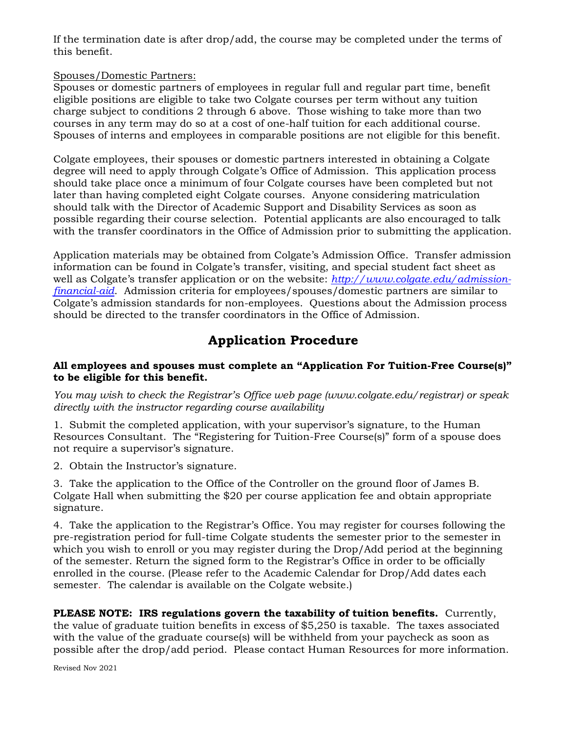If the termination date is after drop/add, the course may be completed under the terms of this benefit.

Spouses/Domestic Partners:

Spouses or domestic partners of employees in regular full and regular part time, benefit eligible positions are eligible to take two Colgate courses per term without any tuition charge subject to conditions 2 through 6 above. Those wishing to take more than two courses in any term may do so at a cost of one-half tuition for each additional course. Spouses of interns and employees in comparable positions are not eligible for this benefit.

Colgate employees, their spouses or domestic partners interested in obtaining a Colgate degree will need to apply through Colgate's Office of Admission. This application process should take place once a minimum of four Colgate courses have been completed but not later than having completed eight Colgate courses. Anyone considering matriculation should talk with the Director of Academic Support and Disability Services as soon as possible regarding their course selection. Potential applicants are also encouraged to talk with the transfer coordinators in the Office of Admission prior to submitting the application.

Application materials may be obtained from Colgate's Admission Office. Transfer admission information can be found in Colgate's transfer, visiting, and special student fact sheet as well as Colgate's transfer application or on the website: *http://www.colgate.edu/admission-financial-aid*. Admission criteria for employees/spouses/domestic partners are similar to Colgate's admission standards for non-employees. Questions about the Admission process should be directed to the transfer coordinators in the Office of Admission.

# Application Procedure

**All employees and spouses must complete an "Application For Tuition-Free Course(s)" to be eligible for this benefit.**

*You may wish to check the Registrar's Office web page (www.colgate.edu/registrar) or speak directly with the instructor regarding course availability*

1. Submit the completed application, with your supervisor's signature, to the Human Resources Consultant. The "Registering for Tuition-Free Course(s)" form of a spouse does not require a supervisor's signature.

2. Obtain the Instructor's signature.

3. Take the application to the Office of the Controller on the ground floor of James B. Colgate Hall when submitting the $20 per course application fee and obtain appropriate signature.

4. Take the application to the Registrar's Office. You may register for courses following the pre-registration period for full-time Colgate students the semester prior to the semester in which you wish to enroll or you may register during the Drop/Add period at the beginning of the semester. Return the signed form to the Registrar's Office in order to be officially enrolled in the course. (Please refer to the Academic Calendar for Drop/Add dates each semester. The calendar is available on the Colgate website.)

**PLEASE NOTE: IRS regulations govern the taxability of tuition benefits.** Currently, the value of graduate tuition benefits in excess of $5,250 is taxable. The taxes associated with the value of the graduate course(s) will be withheld from your paycheck as soon as possible after the drop/add period. Please contact Human Resources for more information.

Revised Nov 2021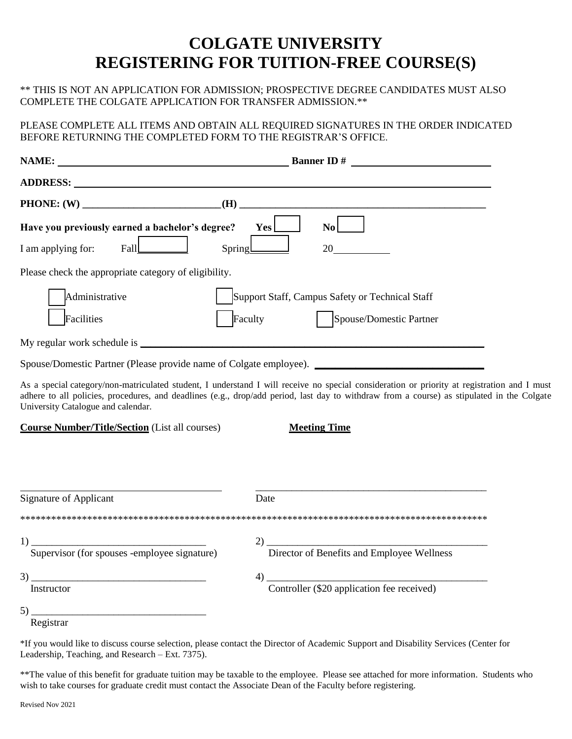# COLGATE UNIVERSITY
# REGISTERING FOR TUITION-FREE COURSE(S)

** THIS IS NOT AN APPLICATION FOR ADMISSION; PROSPECTIVE DEGREE CANDIDATES MUST ALSO COMPLETE THE COLGATE APPLICATION FOR TRANSFER ADMISSION.**

PLEASE COMPLETE ALL ITEMS AND OBTAIN ALL REQUIRED SIGNATURES IN THE ORDER INDICATED BEFORE RETURNING THE COMPLETED FORM TO THE REGISTRAR'S OFFICE.

**NAME:** ______________________________ **Banner ID #** ______________________

**ADDRESS:** ____________________________________________________________

**PHONE: (W)** ______________________ **(H)** ________________________________

**Have you previously earned a bachelor's degree?** **Yes** ☐ **No** ☐

I am applying for: Fall ☐ Spring ☐ 20________

Please check the appropriate category of eligibility.

☐ Administrative ☐ Support Staff, Campus Safety or Technical Staff

☐ Facilities ☐ Faculty ☐ Spouse/Domestic Partner

My regular work schedule is ______________________________________________

Spouse/Domestic Partner (Please provide name of Colgate employee). ______________________

As a special category/non-matriculated student, I understand I will receive no special consideration or priority at registration and I must adhere to all policies, procedures, and deadlines (e.g., drop/add period, last day to withdraw from a course) as stipulated in the Colgate University Catalogue and calendar.

**Course Number/Title/Section** (List all courses) **Meeting Time**

______________________________ ______________________________

Signature of Applicant Date

*****************************************************************************************

1) ______________________________ 2) ______________________________

Supervisor (for spouses -employee signature) Director of Benefits and Employee Wellness

3) ______________________________ 4) ______________________________

Instructor Controller ($20 application fee received)

5) ______________________________

Registrar

*If you would like to discuss course selection, please contact the Director of Academic Support and Disability Services (Center for Leadership, Teaching, and Research – Ext. 7375).

**The value of this benefit for graduate tuition may be taxable to the employee. Please see attached for more information. Students who wish to take courses for graduate credit must contact the Associate Dean of the Faculty before registering.

Revised Nov 2021